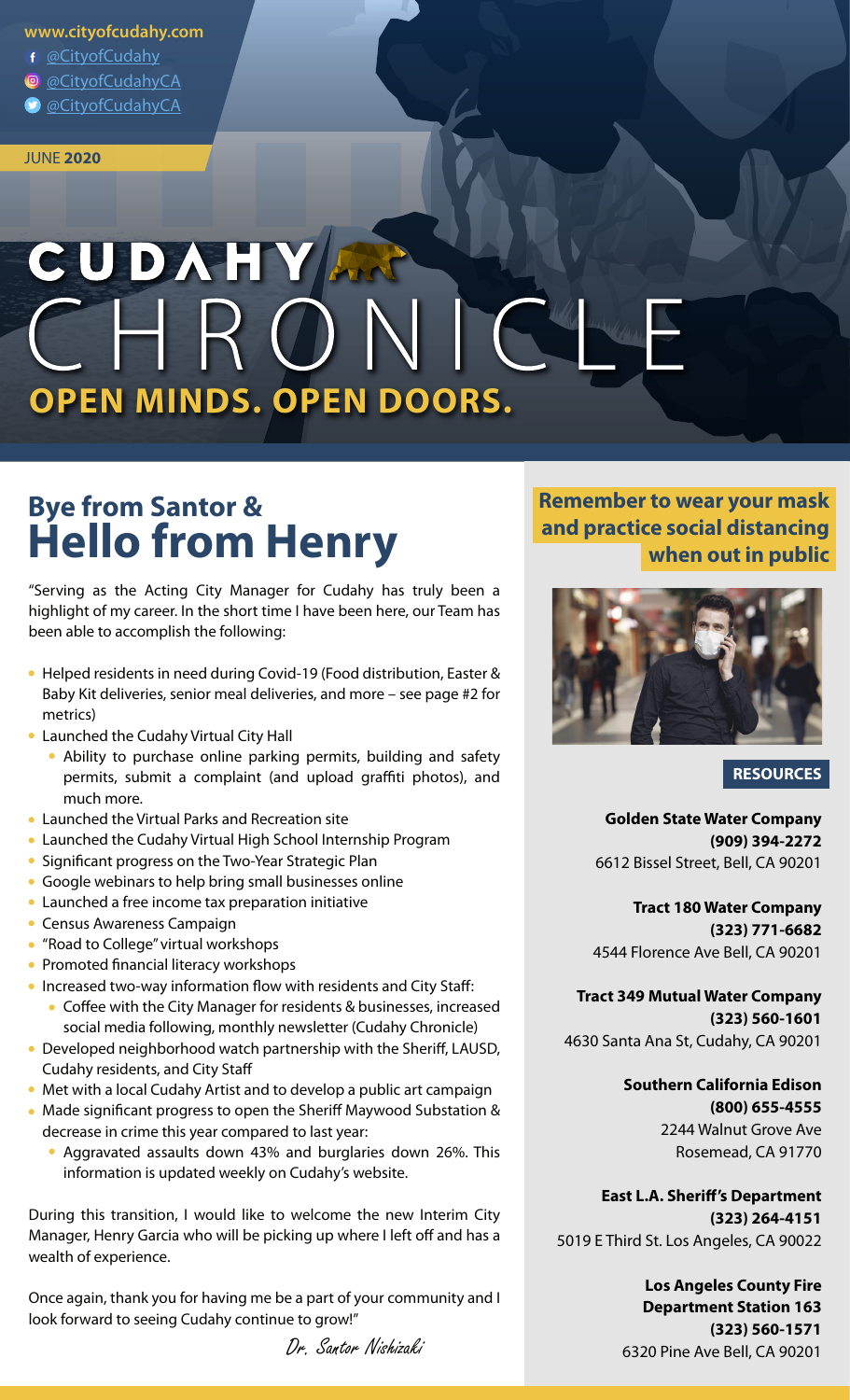www.cityofcudahy.com
@CityofCudahy
@CityofCudahyCA
@CityofCudahyCA

JUNE **2020**

# CUDAHY CHRONICLE

**OPEN MINDS. OPEN DOORS.**

## Bye from Santor & Hello from Henry

"Serving as the Acting City Manager for Cudahy has truly been a highlight of my career. In the short time I have been here, our Team has been able to accomplish the following:

- Helped residents in need during Covid-19 (Food distribution, Easter & Baby Kit deliveries, senior meal deliveries, and more – see page #2 for metrics)
- Launched the Cudahy Virtual City Hall
  - Ability to purchase online parking permits, building and safety permits, submit a complaint (and upload graffiti photos), and much more.
- Launched the Virtual Parks and Recreation site
- Launched the Cudahy Virtual High School Internship Program
- Significant progress on the Two-Year Strategic Plan
- Google webinars to help bring small businesses online
- Launched a free income tax preparation initiative
- Census Awareness Campaign
- "Road to College" virtual workshops
- Promoted financial literacy workshops
- Increased two-way information flow with residents and City Staff:
  - Coffee with the City Manager for residents & businesses, increased social media following, monthly newsletter (Cudahy Chronicle)
- Developed neighborhood watch partnership with the Sheriff, LAUSD, Cudahy residents, and City Staff
- Met with a local Cudahy Artist and to develop a public art campaign
- Made significant progress to open the Sheriff Maywood Substation & decrease in crime this year compared to last year:
  - Aggravated assaults down 43% and burglaries down 26%. This information is updated weekly on Cudahy's website.

During this transition, I would like to welcome the new Interim City Manager, Henry Garcia who will be picking up where I left off and has a wealth of experience.

Once again, thank you for having me be a part of your community and I look forward to seeing Cudahy continue to grow!"

*Dr. Santor Nishizaki*

**Remember to wear your mask and practice social distancing when out in public**

### RESOURCES

**Golden State Water Company**
**(909) 394-2272**
6612 Bissel Street, Bell, CA 90201

**Tract 180 Water Company**
**(323) 771-6682**
4544 Florence Ave Bell, CA 90201

**Tract 349 Mutual Water Company**
**(323) 560-1601**
4630 Santa Ana St, Cudahy, CA 90201

**Southern California Edison**
**(800) 655-4555**
2244 Walnut Grove Ave
Rosemead, CA 91770

**East L.A. Sheriff's Department**
**(323) 264-4151**
5019 E Third St. Los Angeles, CA 90022

**Los Angeles County Fire Department Station 163**
**(323) 560-1571**
6320 Pine Ave Bell, CA 90201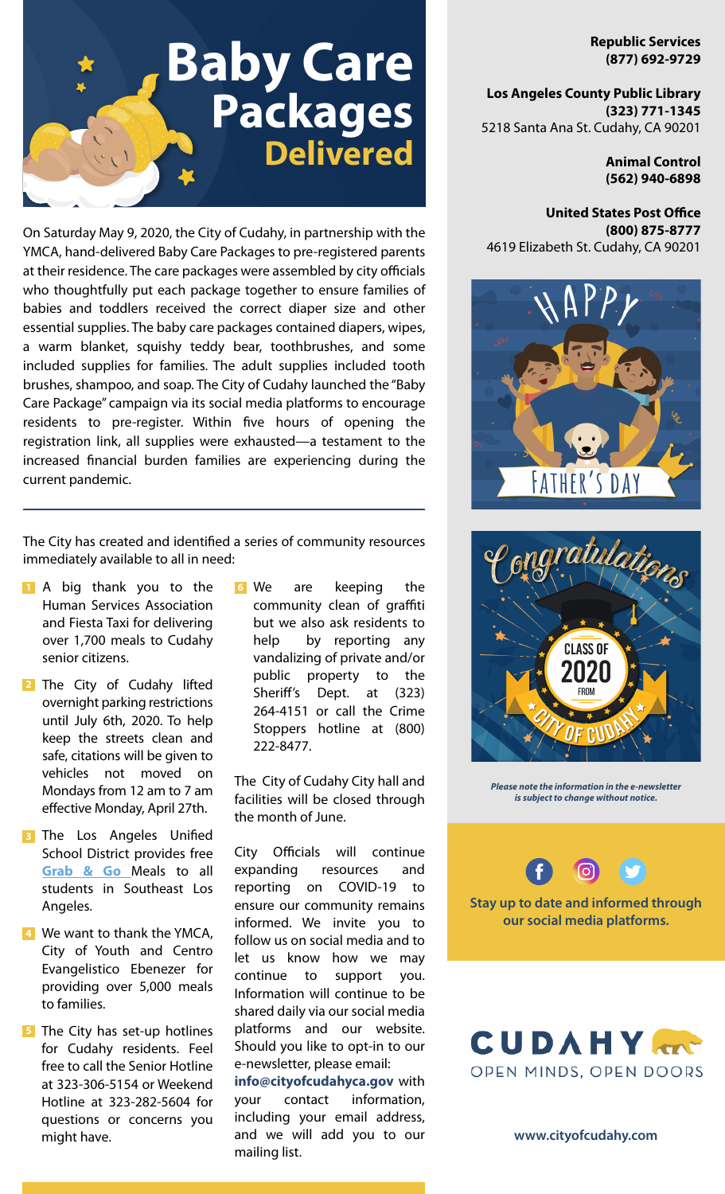# Baby Care Packages Delivered

On Saturday May 9, 2020, the City of Cudahy, in partnership with the YMCA, hand-delivered Baby Care Packages to pre-registered parents at their residence. The care packages were assembled by city officials who thoughtfully put each package together to ensure families of babies and toddlers received the correct diaper size and other essential supplies. The baby care packages contained diapers, wipes, a warm blanket, squishy teddy bear, toothbrushes, and some included supplies for families. The adult supplies included tooth brushes, shampoo, and soap. The City of Cudahy launched the "Baby Care Package" campaign via its social media platforms to encourage residents to pre-register. Within five hours of opening the registration link, all supplies were exhausted—a testament to the increased financial burden families are experiencing during the current pandemic.

---

The City has created and identified a series of community resources immediately available to all in need:

1. A big thank you to the Human Services Association and Fiesta Taxi for delivering over 1,700 meals to Cudahy senior citizens.
2. The City of Cudahy lifted overnight parking restrictions until July 6th, 2020. To help keep the streets clean and safe, citations will be given to vehicles not moved on Mondays from 12 am to 7 am effective Monday, April 27th.
3. The Los Angeles Unified School District provides free **Grab & Go** Meals to all students in Southeast Los Angeles.
4. We want to thank the YMCA, City of Youth and Centro Evangelistico Ebenezer for providing over 5,000 meals to families.
5. The City has set-up hotlines for Cudahy residents. Feel free to call the Senior Hotline at 323-306-5154 or Weekend Hotline at 323-282-5604 for questions or concerns you might have.
6. We are keeping the community clean of graffiti but we also ask residents to help by reporting any vandalizing of private and/or public property to the Sheriff's Dept. at (323) 264-4151 or call the Crime Stoppers hotline at (800) 222-8477.

The City of Cudahy City hall and facilities will be closed through the month of June.

City Officials will continue expanding resources and reporting on COVID-19 to ensure our community remains informed. We invite you to follow us on social media and to let us know how we may continue to support you. Information will continue to be shared daily via our social media platforms and our website. Should you like to opt-in to our e-newsletter, please email: **info@cityofcudahyca.gov** with your contact information, including your email address, and we will add you to our mailing list.

**Republic Services**
**(877) 692-9729**

**Los Angeles County Public Library**
**(323) 771-1345**
5218 Santa Ana St. Cudahy, CA 90201

**Animal Control**
**(562) 940-6898**

**United States Post Office**
**(800) 875-8777**
4619 Elizabeth St. Cudahy, CA 90201

HAPPY FATHER'S DAY

Congratulations CLASS OF 2020 FROM CITY OF CUDAHY

***Please note the information in the e-newsletter is subject to change without notice.***

**Stay up to date and informed through our social media platforms.**

CUDAHY
OPEN MINDS, OPEN DOORS

**www.cityofcudahy.com**